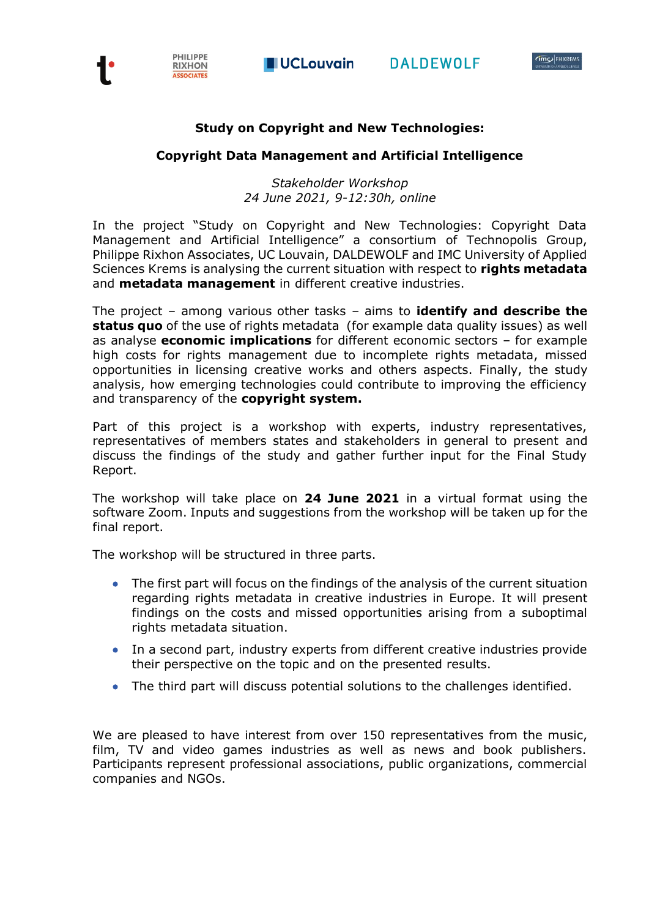**Study on Copyright and New Technologies:**

**Copyright Data Management and Artificial Intelligence**

*Stakeholder Workshop*
*24 June 2021, 9-12:30h, online*

In the project "Study on Copyright and New Technologies: Copyright Data Management and Artificial Intelligence" a consortium of Technopolis Group, Philippe Rixhon Associates, UC Louvain, DALDEWOLF and IMC University of Applied Sciences Krems is analysing the current situation with respect to **rights metadata** and **metadata management** in different creative industries.

The project – among various other tasks – aims to **identify and describe the status quo** of the use of rights metadata (for example data quality issues) as well as analyse **economic implications** for different economic sectors – for example high costs for rights management due to incomplete rights metadata, missed opportunities in licensing creative works and others aspects. Finally, the study analysis, how emerging technologies could contribute to improving the efficiency and transparency of the **copyright system.**

Part of this project is a workshop with experts, industry representatives, representatives of members states and stakeholders in general to present and discuss the findings of the study and gather further input for the Final Study Report.

The workshop will take place on **24 June 2021** in a virtual format using the software Zoom. Inputs and suggestions from the workshop will be taken up for the final report.

The workshop will be structured in three parts.

- The first part will focus on the findings of the analysis of the current situation regarding rights metadata in creative industries in Europe. It will present findings on the costs and missed opportunities arising from a suboptimal rights metadata situation.
- In a second part, industry experts from different creative industries provide their perspective on the topic and on the presented results.
- The third part will discuss potential solutions to the challenges identified.

We are pleased to have interest from over 150 representatives from the music, film, TV and video games industries as well as news and book publishers. Participants represent professional associations, public organizations, commercial companies and NGOs.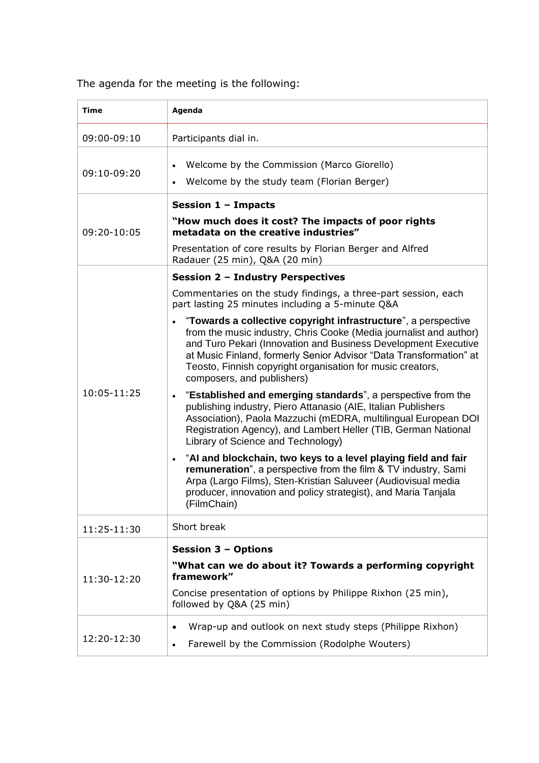The agenda for the meeting is the following:

| **Time** | **Agenda** |
|---|---|
| 09:00-09:10 | Participants dial in. |
| 09:10-09:20 | • Welcome by the Commission (Marco Giorello)<br>• Welcome by the study team (Florian Berger) |
| 09:20-10:05 | **Session 1 – Impacts**<br>**"How much does it cost? The impacts of poor rights metadata on the creative industries"**<br>Presentation of core results by Florian Berger and Alfred Radauer (25 min), Q&A (20 min) |
| 10:05-11:25 | **Session 2 – Industry Perspectives**<br>Commentaries on the study findings, a three-part session, each part lasting 25 minutes including a 5-minute Q&A<br>• "**Towards a collective copyright infrastructure**", a perspective from the music industry, Chris Cooke (Media journalist and author) and Turo Pekari (Innovation and Business Development Executive at Music Finland, formerly Senior Advisor "Data Transformation" at Teosto, Finnish copyright organisation for music creators, composers, and publishers)<br>• "**Established and emerging standards**", a perspective from the publishing industry, Piero Attanasio (AIE, Italian Publishers Association), Paola Mazzuchi (mEDRA, multilingual European DOI Registration Agency), and Lambert Heller (TIB, German National Library of Science and Technology)<br>• "**AI and blockchain, two keys to a level playing field and fair remuneration**", a perspective from the film & TV industry, Sami Arpa (Largo Films), Sten-Kristian Saluveer (Audiovisual media producer, innovation and policy strategist), and Maria Tanjala (FilmChain) |
| 11:25-11:30 | Short break |
| 11:30-12:20 | **Session 3 – Options**<br>**"What can we do about it? Towards a performing copyright framework"**<br>Concise presentation of options by Philippe Rixhon (25 min), followed by Q&A (25 min) |
| 12:20-12:30 | • Wrap-up and outlook on next study steps (Philippe Rixhon)<br>• Farewell by the Commission (Rodolphe Wouters) |